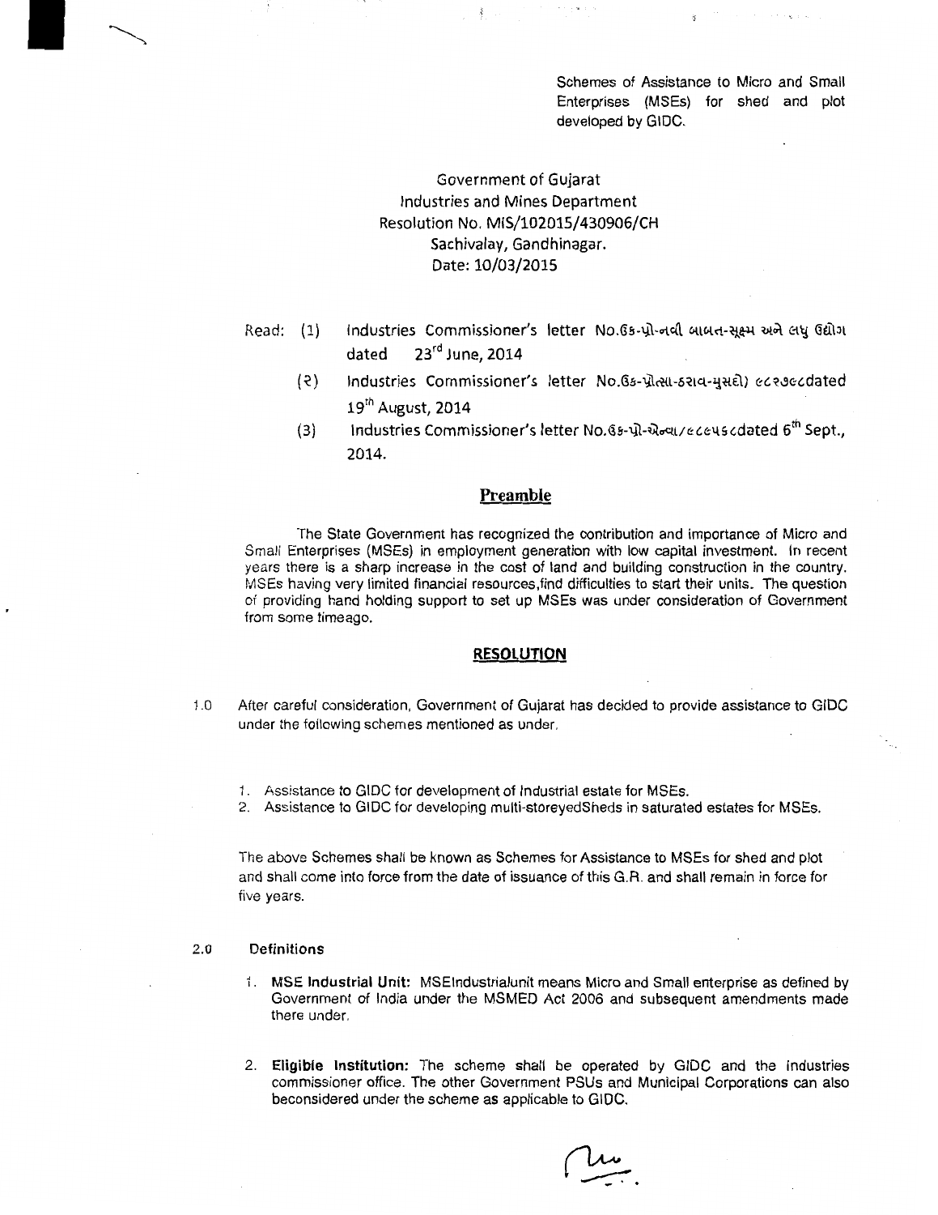Schemes of Assistance to Micro and Small Enterprises (MSEs) for shed and plot developed by GIDC.

Government of Gujarat
Industries and Mines Department
Resolution No. MIS/102015/430906/CH
Sachivalay, Gandhinagar.
Date: 10/03/2015

Read:
(1) Industries Commissioner's letter No.ઉક-પ્રો-નવી બાબત-સૂક્ષ્મ અને લઘુ ઉદ્યોગ dated 23rd June, 2014
(૨) Industries Commissioner's letter No.ઉક-પ્રોત્સા-ઠરાવ-મુસદો) ૯૮૨૭૯૮dated 19th August, 2014
(3) Industries Commissioner's letter No.ઉક-પ્રો-એન્વા/૯૮૯૫૬૮dated 6th Sept., 2014.

## Preamble

The State Government has recognized the contribution and importance of Micro and Small Enterprises (MSEs) in employment generation with low capital investment. In recent years there is a sharp increase in the cost of land and building construction in the country. MSEs having very limited financial resources,find difficulties to start their units. The question of providing hand holding support to set up MSEs was under consideration of Government from some timeago.

## RESOLUTION

1.0 After careful consideration, Government of Gujarat has decided to provide assistance to GIDC under the following schemes mentioned as under.

1. Assistance to GIDC for development of Industrial estate for MSEs.
2. Assistance to GIDC for developing multi-storeyedSheds in saturated estates for MSEs.

The above Schemes shall be known as Schemes for Assistance to MSEs for shed and plot and shall come into force from the date of issuance of this G.R. and shall remain in force for five years.

2.0 Definitions

1. **MSE Industrial Unit:** MSEIndustrialunit means Micro and Small enterprise as defined by Government of India under the MSMED Act 2006 and subsequent amendments made there under.

2. **Eligible Institution:** The scheme shall be operated by GIDC and the Industries commissioner office. The other Government PSUs and Municipal Corporations can also beconsidered under the scheme as applicable to GIDC.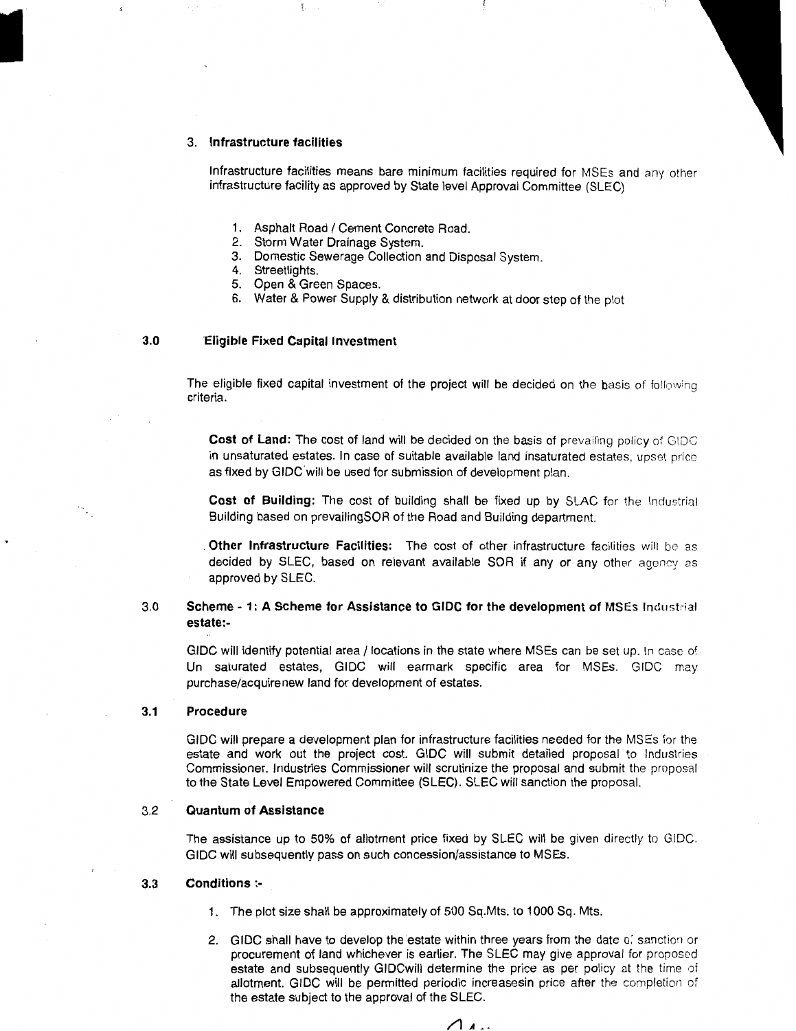### 3. Infrastructure facilities

Infrastructure facilities means bare minimum facilities required for MSEs and any other infrastructure facility as approved by State level Approval Committee (SLEC)

1. Asphalt Road / Cement Concrete Road.
2. Storm Water Drainage System.
3. Domestic Sewerage Collection and Disposal System.
4. Streetlights.
5. Open & Green Spaces.
6. Water & Power Supply & distribution network at door step of the plot

### 3.0 Eligible Fixed Capital Investment

The eligible fixed capital investment of the project will be decided on the basis of following criteria.

**Cost of Land:** The cost of land will be decided on the basis of prevailing policy of GIDC in unsaturated estates. In case of suitable available land insaturated estates, upset price as fixed by GIDC will be used for submission of development plan.

**Cost of Building:** The cost of building shall be fixed up by SLAC for the Industrial Building based on prevailingSOR of the Road and Building department.

**Other Infrastructure Facilities:** The cost of other infrastructure facilities will be as decided by SLEC, based on relevant available SOR if any or any other agency as approved by SLEC.

### 3.0 Scheme - 1: A Scheme for Assistance to GIDC for the development of MSEs Industrial estate:-

GIDC will identify potential area / locations in the state where MSEs can be set up. In case of Un saturated estates, GIDC will earmark specific area for MSEs. GIDC may purchase/acquirenew land for development of estates.

### 3.1 Procedure

GIDC will prepare a development plan for infrastructure facilities needed for the MSEs for the estate and work out the project cost. GIDC will submit detailed proposal to Industries Commissioner. Industries Commissioner will scrutinize the proposal and submit the proposal to the State Level Empowered Committee (SLEC). SLEC will sanction the proposal.

### 3.2 Quantum of Assistance

The assistance up to 50% of allotment price fixed by SLEC will be given directly to GIDC. GIDC will subsequently pass on such concession/assistance to MSEs.

### 3.3 Conditions :-

1. The plot size shall be approximately of 500 Sq.Mts. to 1000 Sq. Mts.
2. GIDC shall have to develop the estate within three years from the date of sanction or procurement of land whichever is earlier. The SLEC may give approval for proposed estate and subsequently GIDCwill determine the price as per policy at the time of allotment. GIDC will be permitted periodic increasesin price after the completion of the estate subject to the approval of the SLEC.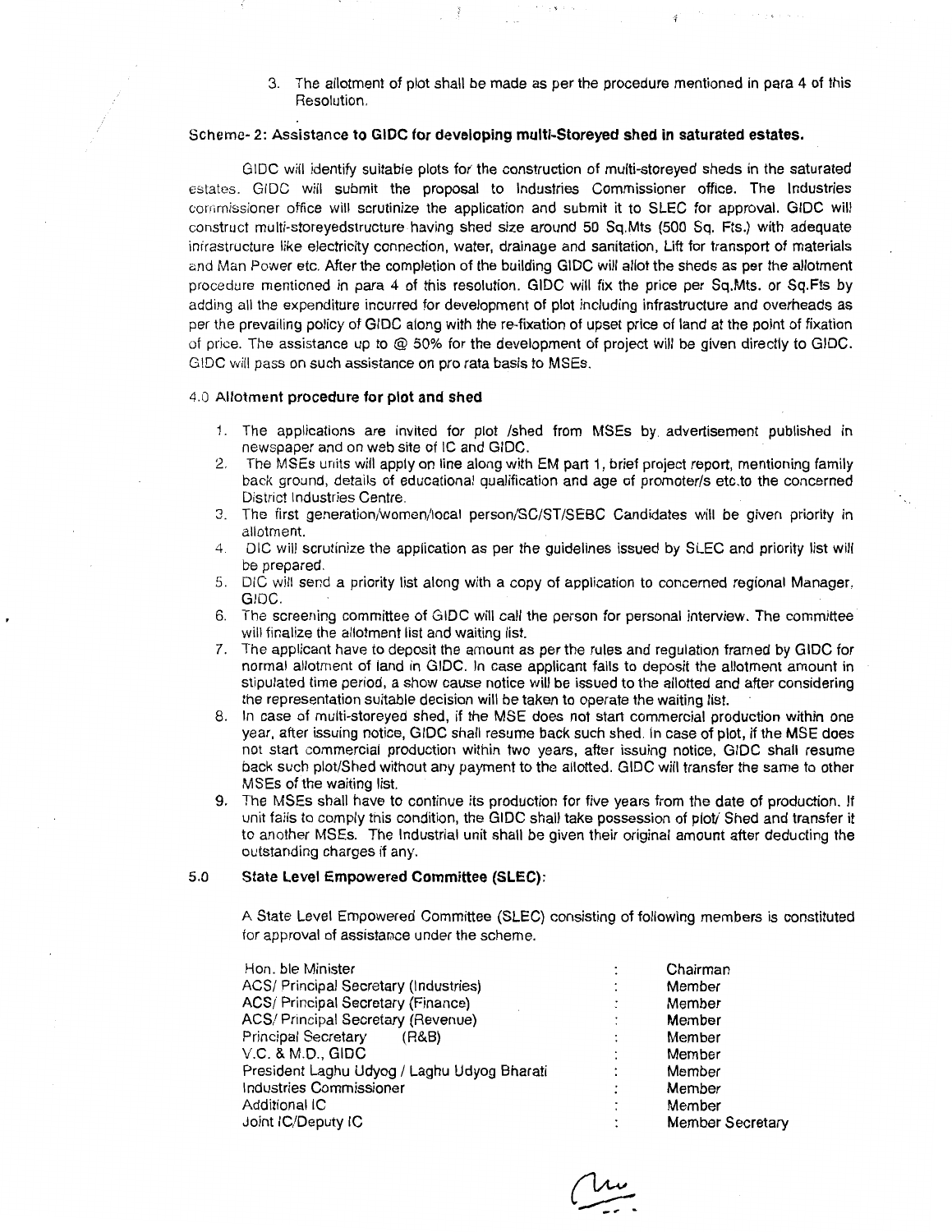3. The allotment of plot shall be made as per the procedure mentioned in para 4 of this Resolution.

**Scheme- 2: Assistance to GIDC for developing multi-Storeyed shed in saturated estates.**

GIDC will identify suitable plots for the construction of multi-storeyed sheds in the saturated estates. GIDC will submit the proposal to Industries Commissioner office. The Industries commissioner office will scrutinize the application and submit it to SLEC for approval. GIDC will construct multi-storeyedstructure having shed size around 50 Sq.Mts (500 Sq. Fts.) with adequate infrastructure like electricity connection, water, drainage and sanitation, Lift for transport of materials and Man Power etc. After the completion of the building GIDC will allot the sheds as per the allotment procedure mentioned in para 4 of this resolution. GIDC will fix the price per Sq.Mts. or Sq.Fts by adding all the expenditure incurred for development of plot including infrastructure and overheads as per the prevailing policy of GIDC along with the re-fixation of upset price of land at the point of fixation of price. The assistance up to @ 50% for the development of project will be given directly to GIDC. GIDC will pass on such assistance on pro rata basis to MSEs.

**4.0 Allotment procedure for plot and shed**

1. The applications are invited for plot /shed from MSEs by advertisement published in newspaper and on web site of IC and GIDC.
2. The MSEs units will apply on line along with EM part 1, brief project report, mentioning family back ground, details of educational qualification and age of promoter/s etc.to the concerned District Industries Centre.
3. The first generation/women/local person/SC/ST/SEBC Candidates will be given priority in allotment.
4. DIC will scrutinize the application as per the guidelines issued by SLEC and priority list will be prepared.
5. DIC will send a priority list along with a copy of application to concerned regional Manager, GIDC.
6. The screening committee of GIDC will call the person for personal interview. The committee will finalize the allotment list and waiting list.
7. The applicant have to deposit the amount as per the rules and regulation framed by GIDC for normal allotment of land in GIDC. In case applicant fails to deposit the allotment amount in stipulated time period, a show cause notice will be issued to the allotted and after considering the representation suitable decision will be taken to operate the waiting list.
8. In case of multi-storeyed shed, if the MSE does not start commercial production within one year, after issuing notice, GIDC shall resume back such shed. In case of plot, if the MSE does not start commercial production within two years, after issuing notice, GIDC shall resume back such plot/Shed without any payment to the allotted. GIDC will transfer the same to other MSEs of the waiting list.
9. The MSEs shall have to continue its production for five years from the date of production. If unit fails to comply this condition, the GIDC shall take possession of plot/ Shed and transfer it to another MSEs. The Industrial unit shall be given their original amount after deducting the outstanding charges if any.

**5.0 State Level Empowered Committee (SLEC):**

A State Level Empowered Committee (SLEC) consisting of following members is constituted for approval of assistance under the scheme.

| | | |
|---|---|---|
| Hon. ble Minister | : | Chairman |
| ACS/ Principal Secretary (Industries) | : | Member |
| ACS/ Principal Secretary (Finance) | : | Member |
| ACS/ Principal Secretary (Revenue) | : | Member |
| Principal Secretary (R&B) | : | Member |
| V.C. & M.D., GIDC | : | Member |
| President Laghu Udyog / Laghu Udyog Bharati | : | Member |
| Industries Commissioner | : | Member |
| Additional IC | : | Member |
| Joint IC/Deputy IC | : | Member Secretary |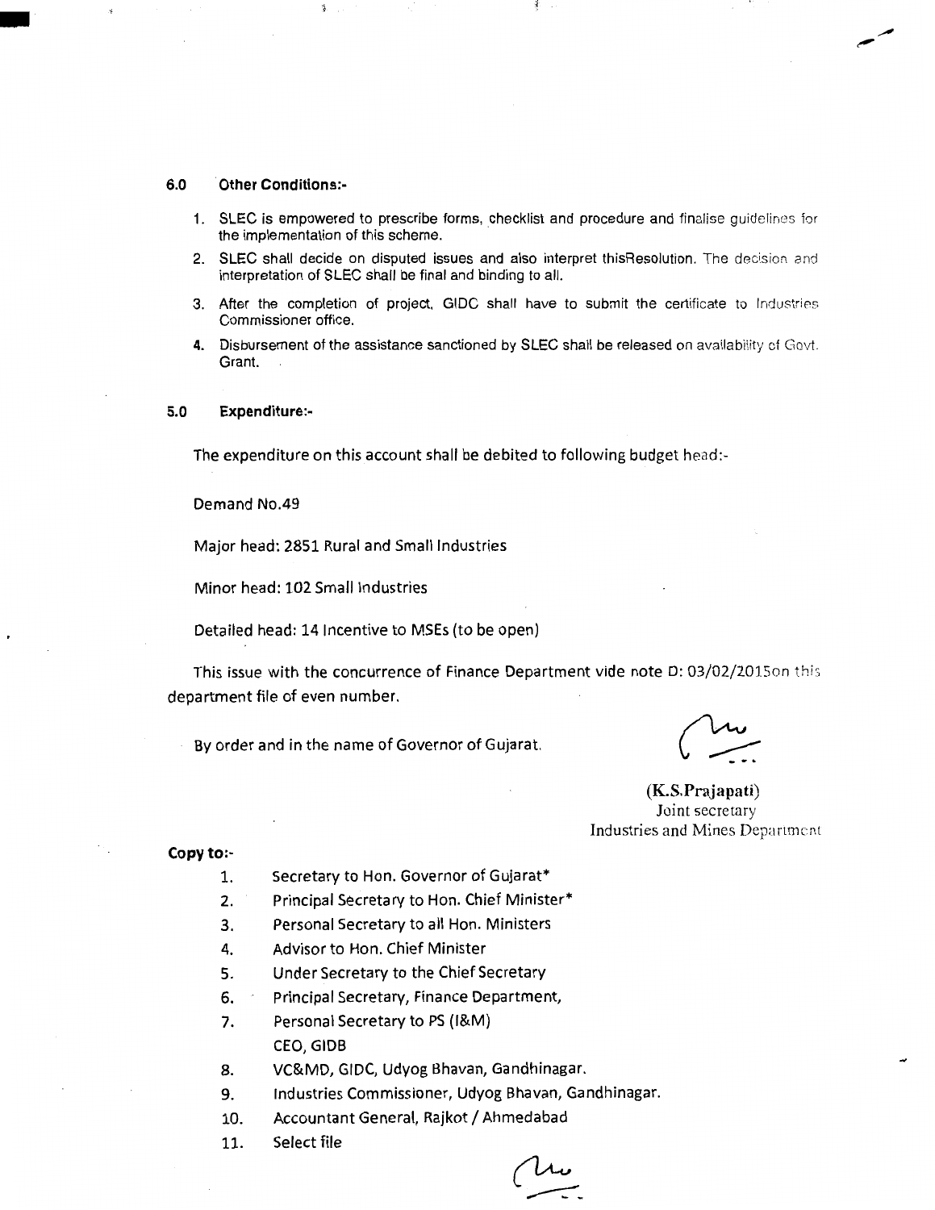### 6.0 Other Conditions:-

1. SLEC is empowered to prescribe forms, checklist and procedure and finalise guidelines for the implementation of this scheme.
2. SLEC shall decide on disputed issues and also interpret thisResolution. The decision and interpretation of SLEC shall be final and binding to all.
3. After the completion of project, GIDC shall have to submit the certificate to Industries Commissioner office.
4. Disbursement of the assistance sanctioned by SLEC shall be released on availability of Govt. Grant.

### 5.0 Expenditure:-

The expenditure on this account shall be debited to following budget head:-

Demand No.49

Major head: 2851 Rural and Small Industries

Minor head: 102 Small Industries

Detailed head: 14 Incentive to MSEs (to be open)

This issue with the concurrence of Finance Department vide note D: 03/02/2015on this department file of even number.

By order and in the name of Governor of Gujarat.

**(K.S.Prajapati)**
Joint secretary
Industries and Mines Department

**Copy to:-**

1. Secretary to Hon. Governor of Gujarat*
2. Principal Secretary to Hon. Chief Minister*
3. Personal Secretary to all Hon. Ministers
4. Advisor to Hon. Chief Minister
5. Under Secretary to the Chief Secretary
6. Principal Secretary, Finance Department,
7. Personal Secretary to PS (I&M)
   CEO, GIDB
8. VC&MD, GIDC, Udyog Bhavan, Gandhinagar.
9. Industries Commissioner, Udyog Bhavan, Gandhinagar.
10. Accountant General, Rajkot / Ahmedabad
11. Select file